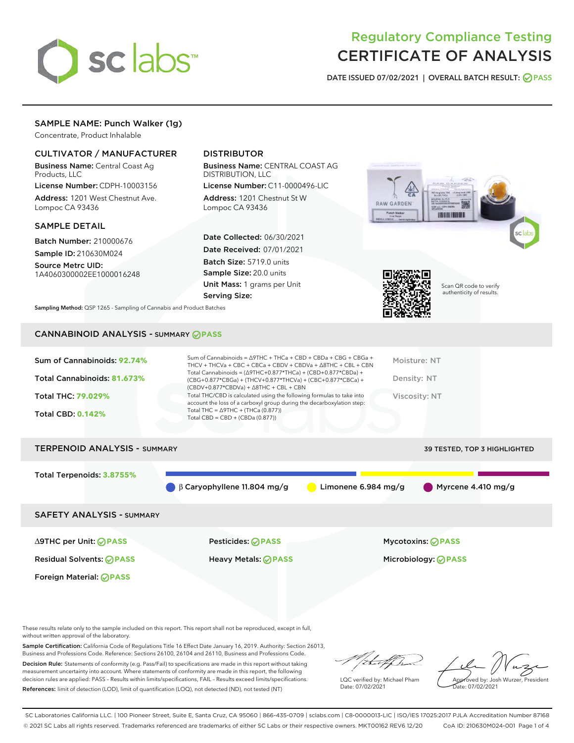# Regulatory Compliance Testing
# CERTIFICATE OF ANALYSIS

DATE ISSUED 07/02/2021 | OVERALL BATCH RESULT: PASS

## SAMPLE NAME: Punch Walker (1g)

Concentrate, Product Inhalable

### CULTIVATOR / MANUFACTURER

**Business Name:** Central Coast Ag Products, LLC

**License Number:** CDPH-10003156

**Address:** 1201 West Chestnut Ave. Lompoc CA 93436

### DISTRIBUTOR

**Business Name:** CENTRAL COAST AG DISTRIBUTION, LLC

**License Number:** C11-0000496-LIC

**Address:** 1201 Chestnut St W Lompoc CA 93436

### SAMPLE DETAIL

**Batch Number:** 210000676

**Sample ID:** 210630M024

**Source Metrc UID:** 1A4060300002EE1000016248

**Date Collected:** 06/30/2021

**Date Received:** 07/01/2021

**Batch Size:** 5719.0 units

**Sample Size:** 20.0 units

**Unit Mass:** 1 grams per Unit

**Serving Size:**

Scan QR code to verify authenticity of results.

**Sampling Method:** QSP 1265 - Sampling of Cannabis and Product Batches

## CANNABINOID ANALYSIS - SUMMARY PASS

**Sum of Cannabinoids: 92.74%**

**Total Cannabinoids: 81.673%**

**Total THC: 79.029%**

**Total CBD: 0.142%**

Sum of Cannabinoids = Δ9THC + THCa + CBD + CBDa + CBG + CBGa + THCV + THCVa + CBC + CBCa + CBDV + CBDVa + Δ8THC + CBL + CBN

Total Cannabinoids = (Δ9THC+0.877*THCa) + (CBD+0.877*CBDa) + (CBG+0.877*CBGa) + (THCV+0.877*THCVa) + (CBC+0.877*CBCa) + (CBDV+0.877*CBDVa) + Δ8THC + CBL + CBN

Total THC/CBD is calculated using the following formulas to take into account the loss of a carboxyl group during the decarboxylation step:
Total THC = Δ9THC + (THCa (0.877))
Total CBD = CBD + (CBDa (0.877))

Moisture: NT

Density: NT

Viscosity: NT

## TERPENOID ANALYSIS - SUMMARY

39 TESTED, TOP 3 HIGHLIGHTED

**Total Terpenoids: 3.8755%**

β Caryophyllene 11.804 mg/g | Limonene 6.984 mg/g | Myrcene 4.410 mg/g

## SAFETY ANALYSIS - SUMMARY

| | | |
|---|---|---|
| Δ9THC per Unit: PASS | Pesticides: PASS | Mycotoxins: PASS |
| Residual Solvents: PASS | Heavy Metals: PASS | Microbiology: PASS |
| Foreign Material: PASS | | |

These results relate only to the sample included on this report. This report shall not be reproduced, except in full, without written approval of the laboratory.

**Sample Certification:** California Code of Regulations Title 16 Effect Date January 16, 2019. Authority: Section 26013, Business and Professions Code. Reference: Sections 26100, 26104 and 26110, Business and Professions Code.

**Decision Rule:** Statements of conformity (e.g. Pass/Fail) to specifications are made in this report without taking measurement uncertainty into account. Where statements of conformity are made in this report, the following decision rules are applied: PASS – Results within limits/specifications, FAIL – Results exceed limits/specifications.

**References:** limit of detection (LOD), limit of quantification (LOQ), not detected (ND), not tested (NT)

LQC verified by: Michael Pham
Date: 07/02/2021

Approved by: Josh Wurzer, President
Date: 07/02/2021

SC Laboratories California LLC. | 100 Pioneer Street, Suite E, Santa Cruz, CA 95060 | 866-435-0709 | sclabs.com | C8-0000013-LIC | ISO/IES 17025:2017 PJLA Accreditation Number 87168
© 2021 SC Labs all rights reserved. Trademarks referenced are trademarks of either SC Labs or their respective owners. MKT00162 REV6 12/20 CoA ID: 210630M024-001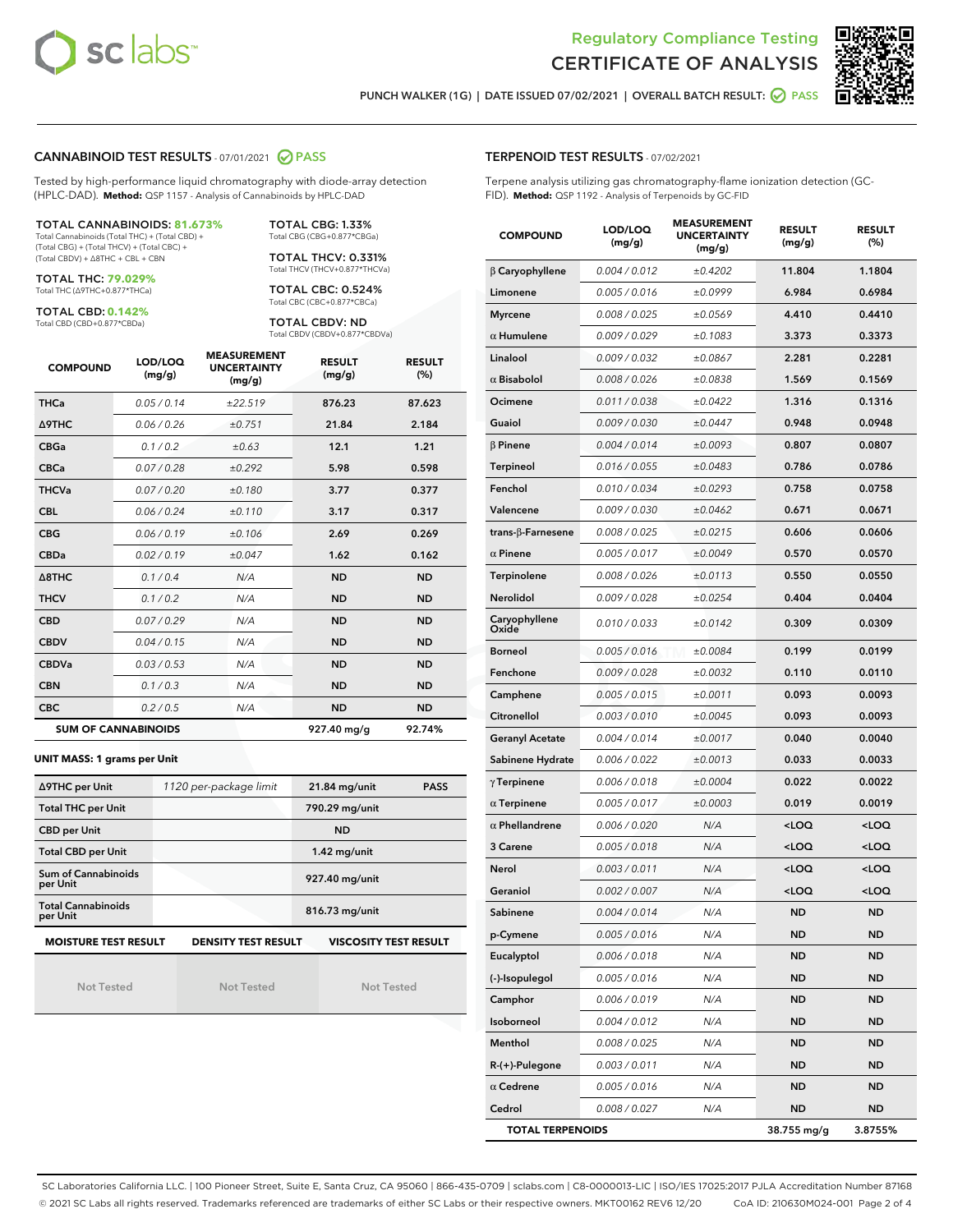# Regulatory Compliance Testing
# CERTIFICATE OF ANALYSIS

PUNCH WALKER (1G) | DATE ISSUED 07/02/2021 | OVERALL BATCH RESULT: PASS

## CANNABINOID TEST RESULTS - 07/01/2021 PASS

Tested by high-performance liquid chromatography with diode-array detection (HPLC-DAD). **Method:** QSP 1157 - Analysis of Cannabinoids by HPLC-DAD

**TOTAL CANNABINOIDS: 81.673%**
Total Cannabinoids (Total THC) + (Total CBD) + (Total CBG) + (Total THCV) + (Total CBC) + (Total CBDV) + Δ8THC + CBL + CBN

**TOTAL THC: 79.029%**
Total THC (Δ9THC+0.877*THCa)

**TOTAL CBD: 0.142%**
Total CBD (CBD+0.877*CBDa)

**TOTAL CBG: 1.33%**
Total CBG (CBG+0.877*CBGa)

**TOTAL THCV: 0.331%**
Total THCV (THCV+0.877*THCVa)

**TOTAL CBC: 0.524%**
Total CBC (CBC+0.877*CBCa)

**TOTAL CBDV: ND**
Total CBDV (CBDV+0.877*CBDVa)

| COMPOUND | LOD/LOQ (mg/g) | MEASUREMENT UNCERTAINTY (mg/g) | RESULT (mg/g) | RESULT (%) |
|---|---|---|---|---|
| THCa | 0.05 / 0.14 | ±22.519 | 876.23 | 87.623 |
| Δ9THC | 0.06 / 0.26 | ±0.751 | 21.84 | 2.184 |
| CBGa | 0.1 / 0.2 | ±0.63 | 12.1 | 1.21 |
| CBCa | 0.07 / 0.28 | ±0.292 | 5.98 | 0.598 |
| THCVa | 0.07 / 0.20 | ±0.180 | 3.77 | 0.377 |
| CBL | 0.06 / 0.24 | ±0.110 | 3.17 | 0.317 |
| CBG | 0.06 / 0.19 | ±0.106 | 2.69 | 0.269 |
| CBDa | 0.02 / 0.19 | ±0.047 | 1.62 | 0.162 |
| Δ8THC | 0.1 / 0.4 | N/A | ND | ND |
| THCV | 0.1 / 0.2 | N/A | ND | ND |
| CBD | 0.07 / 0.29 | N/A | ND | ND |
| CBDV | 0.04 / 0.15 | N/A | ND | ND |
| CBDVa | 0.03 / 0.53 | N/A | ND | ND |
| CBN | 0.1 / 0.3 | N/A | ND | ND |
| CBC | 0.2 / 0.5 | N/A | ND | ND |
| **SUM OF CANNABINOIDS** | | | **927.40 mg/g** | **92.74%** |

**UNIT MASS: 1 grams per Unit**

| | | | |
|---|---|---|---|
| Δ9THC per Unit | 1120 per-package limit | 21.84 mg/unit | PASS |
| Total THC per Unit | | 790.29 mg/unit | |
| CBD per Unit | | ND | |
| Total CBD per Unit | | 1.42 mg/unit | |
| Sum of Cannabinoids per Unit | | 927.40 mg/unit | |
| Total Cannabinoids per Unit | | 816.73 mg/unit | |

| MOISTURE TEST RESULT | DENSITY TEST RESULT | VISCOSITY TEST RESULT |
|---|---|---|
| Not Tested | Not Tested | Not Tested |

## TERPENOID TEST RESULTS - 07/02/2021

Terpene analysis utilizing gas chromatography-flame ionization detection (GC-FID). **Method:** QSP 1192 - Analysis of Terpenoids by GC-FID

| COMPOUND | LOD/LOQ (mg/g) | MEASUREMENT UNCERTAINTY (mg/g) | RESULT (mg/g) | RESULT (%) |
|---|---|---|---|---|
| β Caryophyllene | 0.004 / 0.012 | ±0.4202 | 11.804 | 1.1804 |
| Limonene | 0.005 / 0.016 | ±0.0999 | 6.984 | 0.6984 |
| Myrcene | 0.008 / 0.025 | ±0.0569 | 4.410 | 0.4410 |
| α Humulene | 0.009 / 0.029 | ±0.1083 | 3.373 | 0.3373 |
| Linalool | 0.009 / 0.032 | ±0.0867 | 2.281 | 0.2281 |
| α Bisabolol | 0.008 / 0.026 | ±0.0838 | 1.569 | 0.1569 |
| Ocimene | 0.011 / 0.038 | ±0.0422 | 1.316 | 0.1316 |
| Guaiol | 0.009 / 0.030 | ±0.0447 | 0.948 | 0.0948 |
| β Pinene | 0.004 / 0.014 | ±0.0093 | 0.807 | 0.0807 |
| Terpineol | 0.016 / 0.055 | ±0.0483 | 0.786 | 0.0786 |
| Fenchol | 0.010 / 0.034 | ±0.0293 | 0.758 | 0.0758 |
| Valencene | 0.009 / 0.030 | ±0.0462 | 0.671 | 0.0671 |
| trans-β-Farnesene | 0.008 / 0.025 | ±0.0215 | 0.606 | 0.0606 |
| α Pinene | 0.005 / 0.017 | ±0.0049 | 0.570 | 0.0570 |
| Terpinolene | 0.008 / 0.026 | ±0.0113 | 0.550 | 0.0550 |
| Nerolidol | 0.009 / 0.028 | ±0.0254 | 0.404 | 0.0404 |
| Caryophyllene Oxide | 0.010 / 0.033 | ±0.0142 | 0.309 | 0.0309 |
| Borneol | 0.005 / 0.016 | ±0.0084 | 0.199 | 0.0199 |
| Fenchone | 0.009 / 0.028 | ±0.0032 | 0.110 | 0.0110 |
| Camphene | 0.005 / 0.015 | ±0.0011 | 0.093 | 0.0093 |
| Citronellol | 0.003 / 0.010 | ±0.0045 | 0.093 | 0.0093 |
| Geranyl Acetate | 0.004 / 0.014 | ±0.0017 | 0.040 | 0.0040 |
| Sabinene Hydrate | 0.006 / 0.022 | ±0.0013 | 0.033 | 0.0033 |
| γ Terpinene | 0.006 / 0.018 | ±0.0004 | 0.022 | 0.0022 |
| α Terpinene | 0.005 / 0.017 | ±0.0003 | 0.019 | 0.0019 |
| α Phellandrene | 0.006 / 0.020 | N/A | <LOQ | <LOQ |
| 3 Carene | 0.005 / 0.018 | N/A | <LOQ | <LOQ |
| Nerol | 0.003 / 0.011 | N/A | <LOQ | <LOQ |
| Geraniol | 0.002 / 0.007 | N/A | <LOQ | <LOQ |
| Sabinene | 0.004 / 0.014 | N/A | ND | ND |
| p-Cymene | 0.005 / 0.016 | N/A | ND | ND |
| Eucalyptol | 0.006 / 0.018 | N/A | ND | ND |
| (-)-Isopulegol | 0.005 / 0.016 | N/A | ND | ND |
| Camphor | 0.006 / 0.019 | N/A | ND | ND |
| Isoborneol | 0.004 / 0.012 | N/A | ND | ND |
| Menthol | 0.008 / 0.025 | N/A | ND | ND |
| R-(+)-Pulegone | 0.003 / 0.011 | N/A | ND | ND |
| α Cedrene | 0.005 / 0.016 | N/A | ND | ND |
| Cedrol | 0.008 / 0.027 | N/A | ND | ND |
| **TOTAL TERPENOIDS** | | | **38.755 mg/g** | **3.8755%** |

SC Laboratories California LLC. | 100 Pioneer Street, Suite E, Santa Cruz, CA 95060 | 866-435-0709 | sclabs.com | C8-0000013-LIC | ISO/IES 17025:2017 PJLA Accreditation Number 87168
© 2021 SC Labs all rights reserved. Trademarks referenced are trademarks of either SC Labs or their respective owners. MKT00162 REV6 12/20 CoA ID: 210630M024-001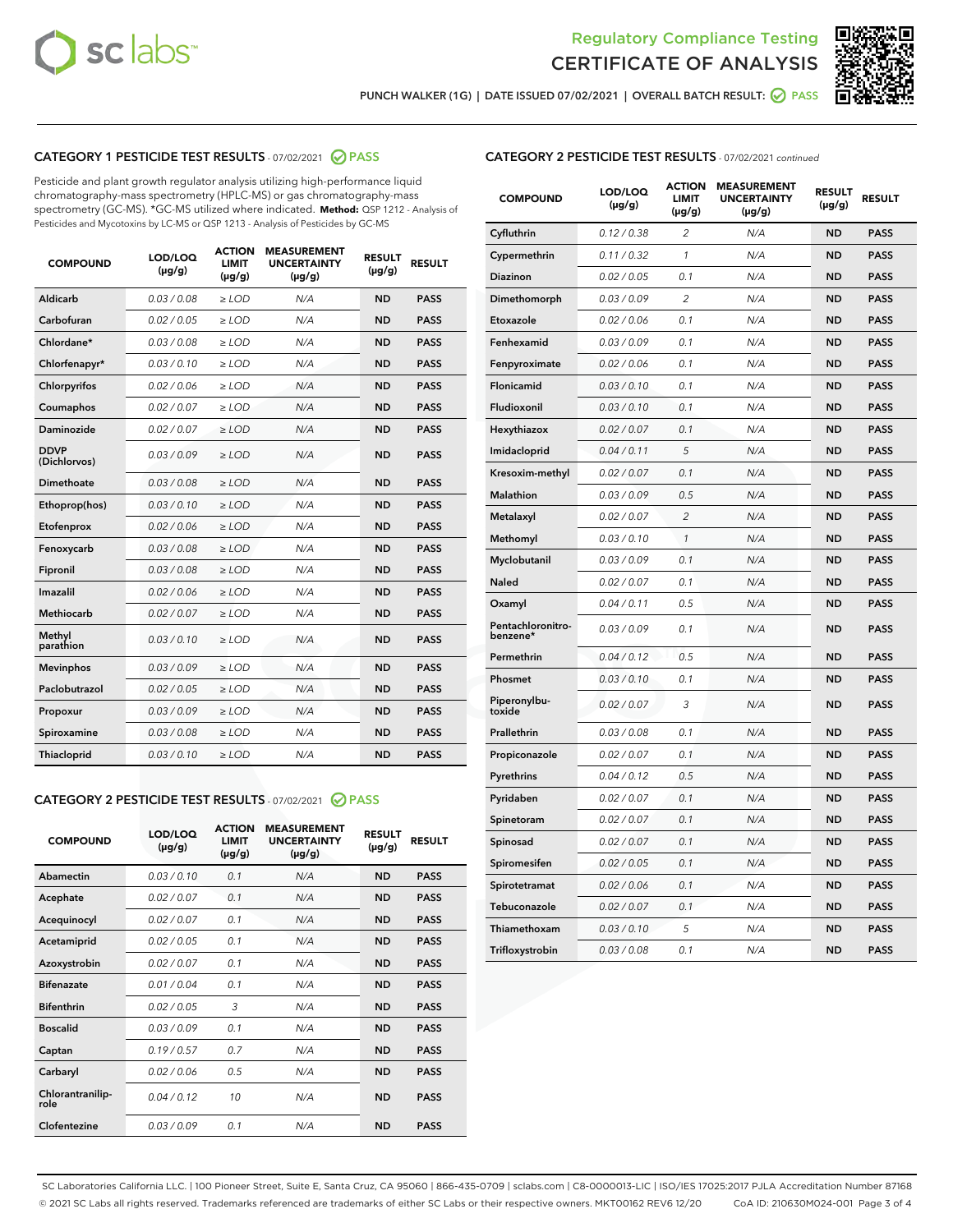Regulatory Compliance Testing
CERTIFICATE OF ANALYSIS

PUNCH WALKER (1G) | DATE ISSUED 07/02/2021 | OVERALL BATCH RESULT: PASS

## CATEGORY 1 PESTICIDE TEST RESULTS - 07/02/2021 PASS

Pesticide and plant growth regulator analysis utilizing high-performance liquid chromatography-mass spectrometry (HPLC-MS) or gas chromatography-mass spectrometry (GC-MS). *GC-MS utilized where indicated. **Method:** QSP 1212 - Analysis of Pesticides and Mycotoxins by LC-MS or QSP 1213 - Analysis of Pesticides by GC-MS

| COMPOUND | LOD/LOQ (µg/g) | ACTION LIMIT (µg/g) | MEASUREMENT UNCERTAINTY (µg/g) | RESULT (µg/g) | RESULT |
|---|---|---|---|---|---|
| Aldicarb | 0.03 / 0.08 | ≥ LOD | N/A | ND | PASS |
| Carbofuran | 0.02 / 0.05 | ≥ LOD | N/A | ND | PASS |
| Chlordane* | 0.03 / 0.08 | ≥ LOD | N/A | ND | PASS |
| Chlorfenapyr* | 0.03 / 0.10 | ≥ LOD | N/A | ND | PASS |
| Chlorpyrifos | 0.02 / 0.06 | ≥ LOD | N/A | ND | PASS |
| Coumaphos | 0.02 / 0.07 | ≥ LOD | N/A | ND | PASS |
| Daminozide | 0.02 / 0.07 | ≥ LOD | N/A | ND | PASS |
| DDVP (Dichlorvos) | 0.03 / 0.09 | ≥ LOD | N/A | ND | PASS |
| Dimethoate | 0.03 / 0.08 | ≥ LOD | N/A | ND | PASS |
| Ethoprop(hos) | 0.03 / 0.10 | ≥ LOD | N/A | ND | PASS |
| Etofenprox | 0.02 / 0.06 | ≥ LOD | N/A | ND | PASS |
| Fenoxycarb | 0.03 / 0.08 | ≥ LOD | N/A | ND | PASS |
| Fipronil | 0.03 / 0.08 | ≥ LOD | N/A | ND | PASS |
| Imazalil | 0.02 / 0.06 | ≥ LOD | N/A | ND | PASS |
| Methiocarb | 0.02 / 0.07 | ≥ LOD | N/A | ND | PASS |
| Methyl parathion | 0.03 / 0.10 | ≥ LOD | N/A | ND | PASS |
| Mevinphos | 0.03 / 0.09 | ≥ LOD | N/A | ND | PASS |
| Paclobutrazol | 0.02 / 0.05 | ≥ LOD | N/A | ND | PASS |
| Propoxur | 0.03 / 0.09 | ≥ LOD | N/A | ND | PASS |
| Spiroxamine | 0.03 / 0.08 | ≥ LOD | N/A | ND | PASS |
| Thiacloprid | 0.03 / 0.10 | ≥ LOD | N/A | ND | PASS |

## CATEGORY 2 PESTICIDE TEST RESULTS - 07/02/2021 PASS

| COMPOUND | LOD/LOQ (µg/g) | ACTION LIMIT (µg/g) | MEASUREMENT UNCERTAINTY (µg/g) | RESULT (µg/g) | RESULT |
|---|---|---|---|---|---|
| Abamectin | 0.03 / 0.10 | 0.1 | N/A | ND | PASS |
| Acephate | 0.02 / 0.07 | 0.1 | N/A | ND | PASS |
| Acequinocyl | 0.02 / 0.07 | 0.1 | N/A | ND | PASS |
| Acetamiprid | 0.02 / 0.05 | 0.1 | N/A | ND | PASS |
| Azoxystrobin | 0.02 / 0.07 | 0.1 | N/A | ND | PASS |
| Bifenazate | 0.01 / 0.04 | 0.1 | N/A | ND | PASS |
| Bifenthrin | 0.02 / 0.05 | 3 | N/A | ND | PASS |
| Boscalid | 0.03 / 0.09 | 0.1 | N/A | ND | PASS |
| Captan | 0.19 / 0.57 | 0.7 | N/A | ND | PASS |
| Carbaryl | 0.02 / 0.06 | 0.5 | N/A | ND | PASS |
| Chlorantraniliprole | 0.04 / 0.12 | 10 | N/A | ND | PASS |
| Clofentezine | 0.03 / 0.09 | 0.1 | N/A | ND | PASS |
| Cyfluthrin | 0.12 / 0.38 | 2 | N/A | ND | PASS |
| Cypermethrin | 0.11 / 0.32 | 1 | N/A | ND | PASS |
| Diazinon | 0.02 / 0.05 | 0.1 | N/A | ND | PASS |
| Dimethomorph | 0.03 / 0.09 | 2 | N/A | ND | PASS |
| Etoxazole | 0.02 / 0.06 | 0.1 | N/A | ND | PASS |
| Fenhexamid | 0.03 / 0.09 | 0.1 | N/A | ND | PASS |
| Fenpyroximate | 0.02 / 0.06 | 0.1 | N/A | ND | PASS |
| Flonicamid | 0.03 / 0.10 | 0.1 | N/A | ND | PASS |
| Fludioxonil | 0.03 / 0.10 | 0.1 | N/A | ND | PASS |
| Hexythiazox | 0.02 / 0.07 | 0.1 | N/A | ND | PASS |
| Imidacloprid | 0.04 / 0.11 | 5 | N/A | ND | PASS |
| Kresoxim-methyl | 0.02 / 0.07 | 0.1 | N/A | ND | PASS |
| Malathion | 0.03 / 0.09 | 0.5 | N/A | ND | PASS |
| Metalaxyl | 0.02 / 0.07 | 2 | N/A | ND | PASS |
| Methomyl | 0.03 / 0.10 | 1 | N/A | ND | PASS |
| Myclobutanil | 0.03 / 0.09 | 0.1 | N/A | ND | PASS |
| Naled | 0.02 / 0.07 | 0.1 | N/A | ND | PASS |
| Oxamyl | 0.04 / 0.11 | 0.5 | N/A | ND | PASS |
| Pentachloronitrobenzene* | 0.03 / 0.09 | 0.1 | N/A | ND | PASS |
| Permethrin | 0.04 / 0.12 | 0.5 | N/A | ND | PASS |
| Phosmet | 0.03 / 0.10 | 0.1 | N/A | ND | PASS |
| Piperonylbutoxide | 0.02 / 0.07 | 3 | N/A | ND | PASS |
| Prallethrin | 0.03 / 0.08 | 0.1 | N/A | ND | PASS |
| Propiconazole | 0.02 / 0.07 | 0.1 | N/A | ND | PASS |
| Pyrethrins | 0.04 / 0.12 | 0.5 | N/A | ND | PASS |
| Pyridaben | 0.02 / 0.07 | 0.1 | N/A | ND | PASS |
| Spinetoram | 0.02 / 0.07 | 0.1 | N/A | ND | PASS |
| Spinosad | 0.02 / 0.07 | 0.1 | N/A | ND | PASS |
| Spiromesifen | 0.02 / 0.05 | 0.1 | N/A | ND | PASS |
| Spirotetramat | 0.02 / 0.06 | 0.1 | N/A | ND | PASS |
| Tebuconazole | 0.02 / 0.07 | 0.1 | N/A | ND | PASS |
| Thiamethoxam | 0.03 / 0.10 | 5 | N/A | ND | PASS |
| Trifloxystrobin | 0.03 / 0.08 | 0.1 | N/A | ND | PASS |

SC Laboratories California LLC. | 100 Pioneer Street, Suite E, Santa Cruz, CA 95060 | 866-435-0709 | sclabs.com | C8-0000013-LIC | ISO/IES 17025:2017 PJLA Accreditation Number 87168
© 2021 SC Labs all rights reserved. Trademarks referenced are trademarks of either SC Labs or their respective owners. MKT00162 REV6 12/20 CoA ID: 210630M024-001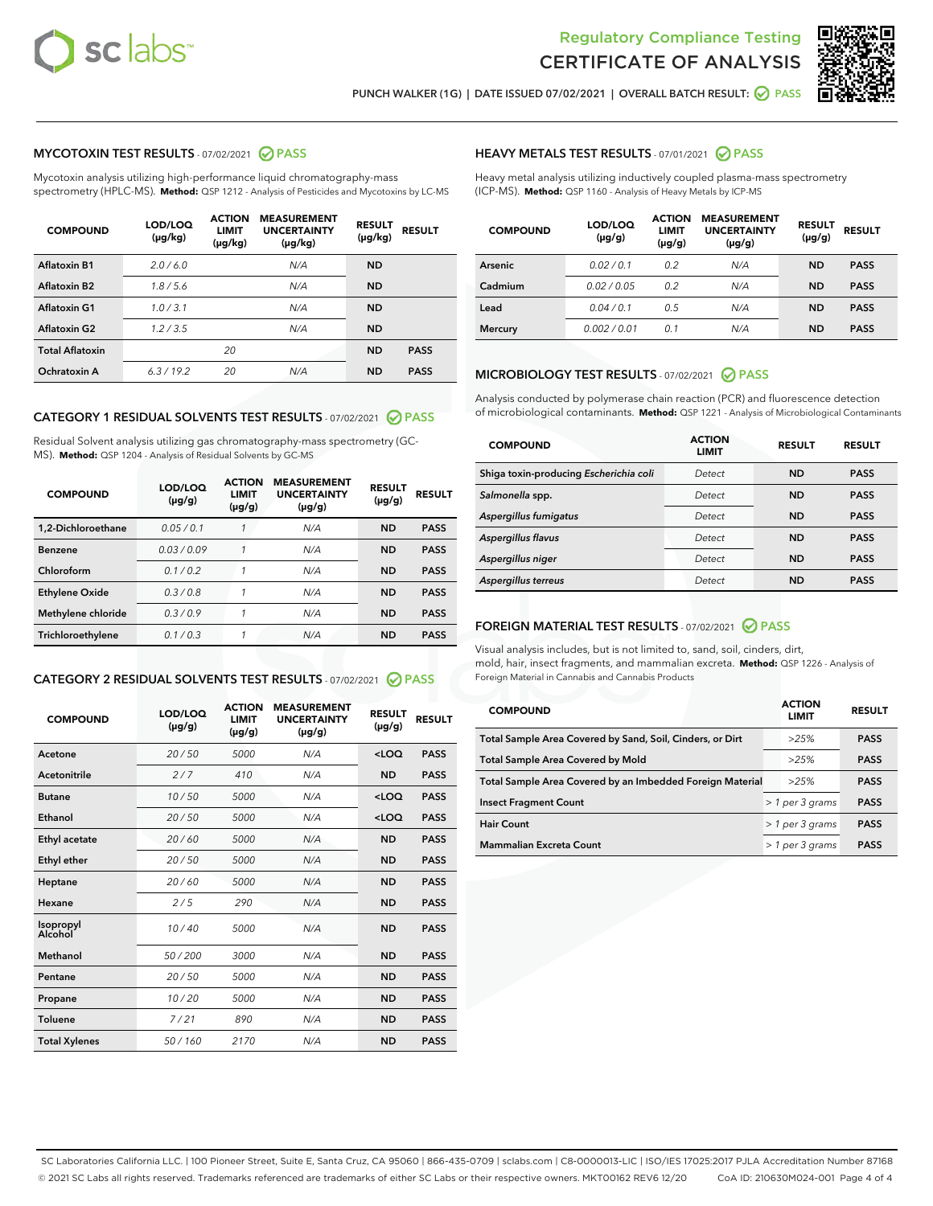Regulatory Compliance Testing
# CERTIFICATE OF ANALYSIS

PUNCH WALKER (1G) | DATE ISSUED 07/02/2021 | OVERALL BATCH RESULT: PASS

## MYCOTOXIN TEST RESULTS - 07/02/2021 PASS

Mycotoxin analysis utilizing high-performance liquid chromatography-mass spectrometry (HPLC-MS). **Method:** QSP 1212 - Analysis of Pesticides and Mycotoxins by LC-MS

| COMPOUND | LOD/LOQ (µg/kg) | ACTION LIMIT (µg/kg) | MEASUREMENT UNCERTAINTY (µg/kg) | RESULT (µg/kg) | RESULT |
|---|---|---|---|---|---|
| Aflatoxin B1 | 2.0 / 6.0 | | N/A | ND | |
| Aflatoxin B2 | 1.8 / 5.6 | | N/A | ND | |
| Aflatoxin G1 | 1.0 / 3.1 | | N/A | ND | |
| Aflatoxin G2 | 1.2 / 3.5 | | N/A | ND | |
| Total Aflatoxin | | 20 | | ND | PASS |
| Ochratoxin A | 6.3 / 19.2 | 20 | N/A | ND | PASS |

## CATEGORY 1 RESIDUAL SOLVENTS TEST RESULTS - 07/02/2021 PASS

Residual Solvent analysis utilizing gas chromatography-mass spectrometry (GC-MS). **Method:** QSP 1204 - Analysis of Residual Solvents by GC-MS

| COMPOUND | LOD/LOQ (µg/g) | ACTION LIMIT (µg/g) | MEASUREMENT UNCERTAINTY (µg/g) | RESULT (µg/g) | RESULT |
|---|---|---|---|---|---|
| 1,2-Dichloroethane | 0.05 / 0.1 | 1 | N/A | ND | PASS |
| Benzene | 0.03 / 0.09 | 1 | N/A | ND | PASS |
| Chloroform | 0.1 / 0.2 | 1 | N/A | ND | PASS |
| Ethylene Oxide | 0.3 / 0.8 | 1 | N/A | ND | PASS |
| Methylene chloride | 0.3 / 0.9 | 1 | N/A | ND | PASS |
| Trichloroethylene | 0.1 / 0.3 | 1 | N/A | ND | PASS |

## CATEGORY 2 RESIDUAL SOLVENTS TEST RESULTS - 07/02/2021 PASS

| COMPOUND | LOD/LOQ (µg/g) | ACTION LIMIT (µg/g) | MEASUREMENT UNCERTAINTY (µg/g) | RESULT (µg/g) | RESULT |
|---|---|---|---|---|---|
| Acetone | 20 / 50 | 5000 | N/A | <LOQ | PASS |
| Acetonitrile | 2 / 7 | 410 | N/A | ND | PASS |
| Butane | 10 / 50 | 5000 | N/A | <LOQ | PASS |
| Ethanol | 20 / 50 | 5000 | N/A | <LOQ | PASS |
| Ethyl acetate | 20 / 60 | 5000 | N/A | ND | PASS |
| Ethyl ether | 20 / 50 | 5000 | N/A | ND | PASS |
| Heptane | 20 / 60 | 5000 | N/A | ND | PASS |
| Hexane | 2 / 5 | 290 | N/A | ND | PASS |
| Isopropyl Alcohol | 10 / 40 | 5000 | N/A | ND | PASS |
| Methanol | 50 / 200 | 3000 | N/A | ND | PASS |
| Pentane | 20 / 50 | 5000 | N/A | ND | PASS |
| Propane | 10 / 20 | 5000 | N/A | ND | PASS |
| Toluene | 7 / 21 | 890 | N/A | ND | PASS |
| Total Xylenes | 50 / 160 | 2170 | N/A | ND | PASS |

## HEAVY METALS TEST RESULTS - 07/01/2021 PASS

Heavy metal analysis utilizing inductively coupled plasma-mass spectrometry (ICP-MS). **Method:** QSP 1160 - Analysis of Heavy Metals by ICP-MS

| COMPOUND | LOD/LOQ (µg/g) | ACTION LIMIT (µg/g) | MEASUREMENT UNCERTAINTY (µg/g) | RESULT (µg/g) | RESULT |
|---|---|---|---|---|---|
| Arsenic | 0.02 / 0.1 | 0.2 | N/A | ND | PASS |
| Cadmium | 0.02 / 0.05 | 0.2 | N/A | ND | PASS |
| Lead | 0.04 / 0.1 | 0.5 | N/A | ND | PASS |
| Mercury | 0.002 / 0.01 | 0.1 | N/A | ND | PASS |

## MICROBIOLOGY TEST RESULTS - 07/02/2021 PASS

Analysis conducted by polymerase chain reaction (PCR) and fluorescence detection of microbiological contaminants. **Method:** QSP 1221 - Analysis of Microbiological Contaminants

| COMPOUND | ACTION LIMIT | RESULT | RESULT |
|---|---|---|---|
| Shiga toxin-producing *Escherichia coli* | Detect | ND | PASS |
| *Salmonella* spp. | Detect | ND | PASS |
| *Aspergillus fumigatus* | Detect | ND | PASS |
| *Aspergillus flavus* | Detect | ND | PASS |
| *Aspergillus niger* | Detect | ND | PASS |
| *Aspergillus terreus* | Detect | ND | PASS |

## FOREIGN MATERIAL TEST RESULTS - 07/02/2021 PASS

Visual analysis includes, but is not limited to, sand, soil, cinders, dirt, mold, hair, insect fragments, and mammalian excreta. **Method:** QSP 1226 - Analysis of Foreign Material in Cannabis and Cannabis Products

| COMPOUND | ACTION LIMIT | RESULT |
|---|---|---|
| Total Sample Area Covered by Sand, Soil, Cinders, or Dirt | >25% | PASS |
| Total Sample Area Covered by Mold | >25% | PASS |
| Total Sample Area Covered by an Imbedded Foreign Material | >25% | PASS |
| Insect Fragment Count | > 1 per 3 grams | PASS |
| Hair Count | > 1 per 3 grams | PASS |
| Mammalian Excreta Count | > 1 per 3 grams | PASS |

SC Laboratories California LLC. | 100 Pioneer Street, Suite E, Santa Cruz, CA 95060 | 866-435-0709 | sclabs.com | C8-0000013-LIC | ISO/IES 17025:2017 PJLA Accreditation Number 87168
© 2021 SC Labs all rights reserved. Trademarks referenced are trademarks of either SC Labs or their respective owners. MKT00162 REV6 12/20 CoA ID: 210630M024-001